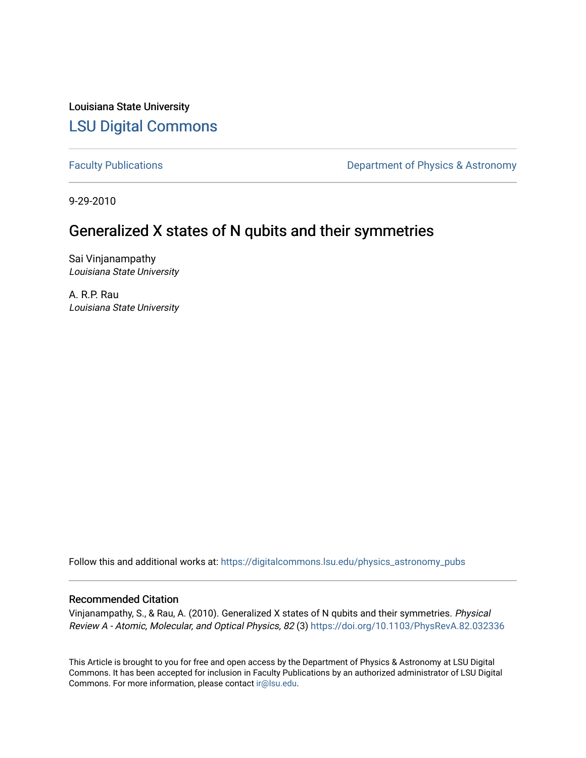Louisiana State University

# LSU Digital Commons

Faculty Publications

Department of Physics & Astronomy

9-29-2010

## Generalized X states of N qubits and their symmetries

Sai Vinjanampathy
*Louisiana State University*

A. R.P. Rau
*Louisiana State University*

Follow this and additional works at: https://digitalcommons.lsu.edu/physics_astronomy_pubs

### Recommended Citation

Vinjanampathy, S., & Rau, A. (2010). Generalized X states of N qubits and their symmetries. *Physical Review A - Atomic, Molecular, and Optical Physics, 82* (3) https://doi.org/10.1103/PhysRevA.82.032336

This Article is brought to you for free and open access by the Department of Physics & Astronomy at LSU Digital Commons. It has been accepted for inclusion in Faculty Publications by an authorized administrator of LSU Digital Commons. For more information, please contact ir@lsu.edu.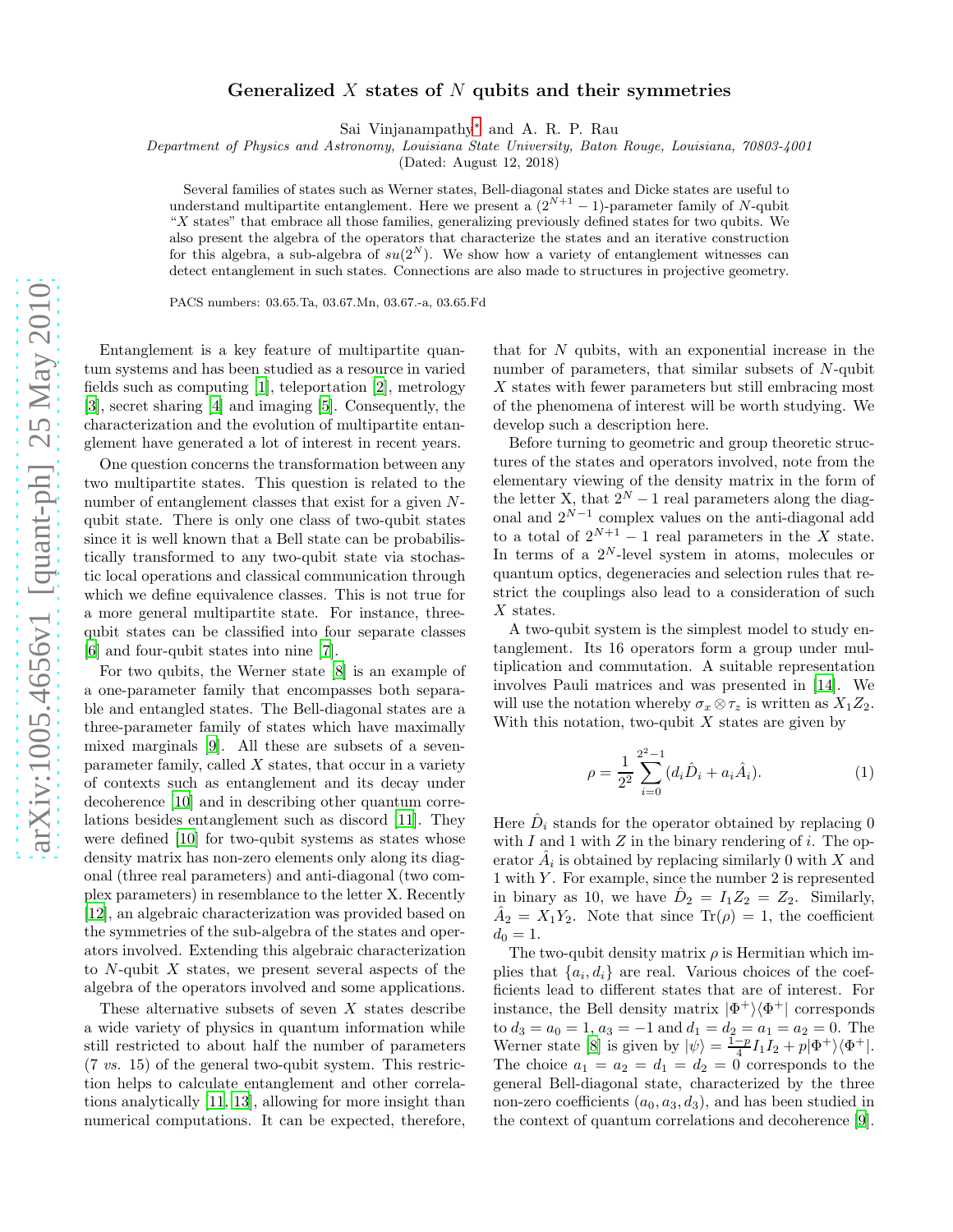# Generalized $X$ states of $N$ qubits and their symmetries

Sai Vinjanampathy[*] and A. R. P. Rau

*Department of Physics and Astronomy, Louisiana State University, Baton Rouge, Louisiana, 70803-4001*

(Dated: August 12, 2018)

Several families of states such as Werner states, Bell-diagonal states and Dicke states are useful to understand multipartite entanglement. Here we present a $(2^{N+1}-1)$-parameter family of $N$-qubit "$X$ states" that embrace all those families, generalizing previously defined states for two qubits. We also present the algebra of the operators that characterize the states and an iterative construction for this algebra, a sub-algebra of $su(2^N)$. We show how a variety of entanglement witnesses can detect entanglement in such states. Connections are also made to structures in projective geometry.

PACS numbers: 03.65.Ta, 03.67.Mn, 03.67.-a, 03.65.Fd

Entanglement is a key feature of multipartite quantum systems and has been studied as a resource in varied fields such as computing [1], teleportation [2], metrology [3], secret sharing [4] and imaging [5]. Consequently, the characterization and the evolution of multipartite entanglement have generated a lot of interest in recent years.

One question concerns the transformation between any two multipartite states. This question is related to the number of entanglement classes that exist for a given $N$-qubit state. There is only one class of two-qubit states since it is well known that a Bell state can be probabilistically transformed to any two-qubit state via stochastic local operations and classical communication through which we define equivalence classes. This is not true for a more general multipartite state. For instance, three-qubit states can be classified into four separate classes [6] and four-qubit states into nine [7].

For two qubits, the Werner state [8] is an example of a one-parameter family that encompasses both separable and entangled states. The Bell-diagonal states are a three-parameter family of states which have maximally mixed marginals [9]. All these are subsets of a seven-parameter family, called $X$ states, that occur in a variety of contexts such as entanglement and its decay under decoherence [10] and in describing other quantum correlations besides entanglement such as discord [11]. They were defined [10] for two-qubit systems as states whose density matrix has non-zero elements only along its diagonal (three real parameters) and anti-diagonal (two complex parameters) in resemblance to the letter X. Recently [12], an algebraic characterization was provided based on the symmetries of the sub-algebra of the states and operators involved. Extending this algebraic characterization to $N$-qubit $X$ states, we present several aspects of the algebra of the operators involved and some applications.

These alternative subsets of seven $X$ states describe a wide variety of physics in quantum information while still restricted to about half the number of parameters (7 *vs.* 15) of the general two-qubit system. This restriction helps to calculate entanglement and other correlations analytically [11, 13], allowing for more insight than numerical computations. It can be expected, therefore, that for $N$ qubits, with an exponential increase in the number of parameters, that similar subsets of $N$-qubit $X$ states with fewer parameters but still embracing most of the phenomena of interest will be worth studying. We develop such a description here.

Before turning to geometric and group theoretic structures of the states and operators involved, note from the elementary viewing of the density matrix in the form of the letter X, that $2^N-1$ real parameters along the diagonal and $2^{N-1}$ complex values on the anti-diagonal add to a total of $2^{N+1}-1$ real parameters in the $X$ state. In terms of a $2^N$-level system in atoms, molecules or quantum optics, degeneracies and selection rules that restrict the couplings also lead to a consideration of such $X$ states.

A two-qubit system is the simplest model to study entanglement. Its 16 operators form a group under multiplication and commutation. A suitable representation involves Pauli matrices and was presented in [14]. We will use the notation whereby $\sigma_x \otimes \tau_z$ is written as $X_1Z_2$. With this notation, two-qubit $X$ states are given by

$$\rho = \frac{1}{2^2}\sum_{i=0}^{2^2-1}(d_i\hat{D}_i + a_i\hat{A}_i). \tag{1}$$

Here $\hat{D}_i$ stands for the operator obtained by replacing 0 with $I$ and 1 with $Z$ in the binary rendering of $i$. The operator $\hat{A}_i$ is obtained by replacing similarly 0 with $X$ and 1 with $Y$. For example, since the number 2 is represented in binary as 10, we have $\hat{D}_2 = I_1Z_2 = Z_2$. Similarly, $\hat{A}_2 = X_1Y_2$. Note that since $\mathrm{Tr}(\rho)=1$, the coefficient $d_0 = 1$.

The two-qubit density matrix $\rho$ is Hermitian which implies that $\{a_i, d_i\}$ are real. Various choices of the coefficients lead to different states that are of interest. For instance, the Bell density matrix $|\Phi^+\rangle\langle\Phi^+|$ corresponds to $d_3 = a_0 = 1$, $a_3 = -1$ and $d_1 = d_2 = a_1 = a_2 = 0$. The Werner state [8] is given by $|\psi\rangle = \frac{1-p}{4}I_1I_2 + p|\Phi^+\rangle\langle\Phi^+|$. The choice $a_1 = a_2 = d_1 = d_2 = 0$ corresponds to the general Bell-diagonal state, characterized by the three non-zero coefficients $(a_0, a_3, d_3)$, and has been studied in the context of quantum correlations and decoherence [9].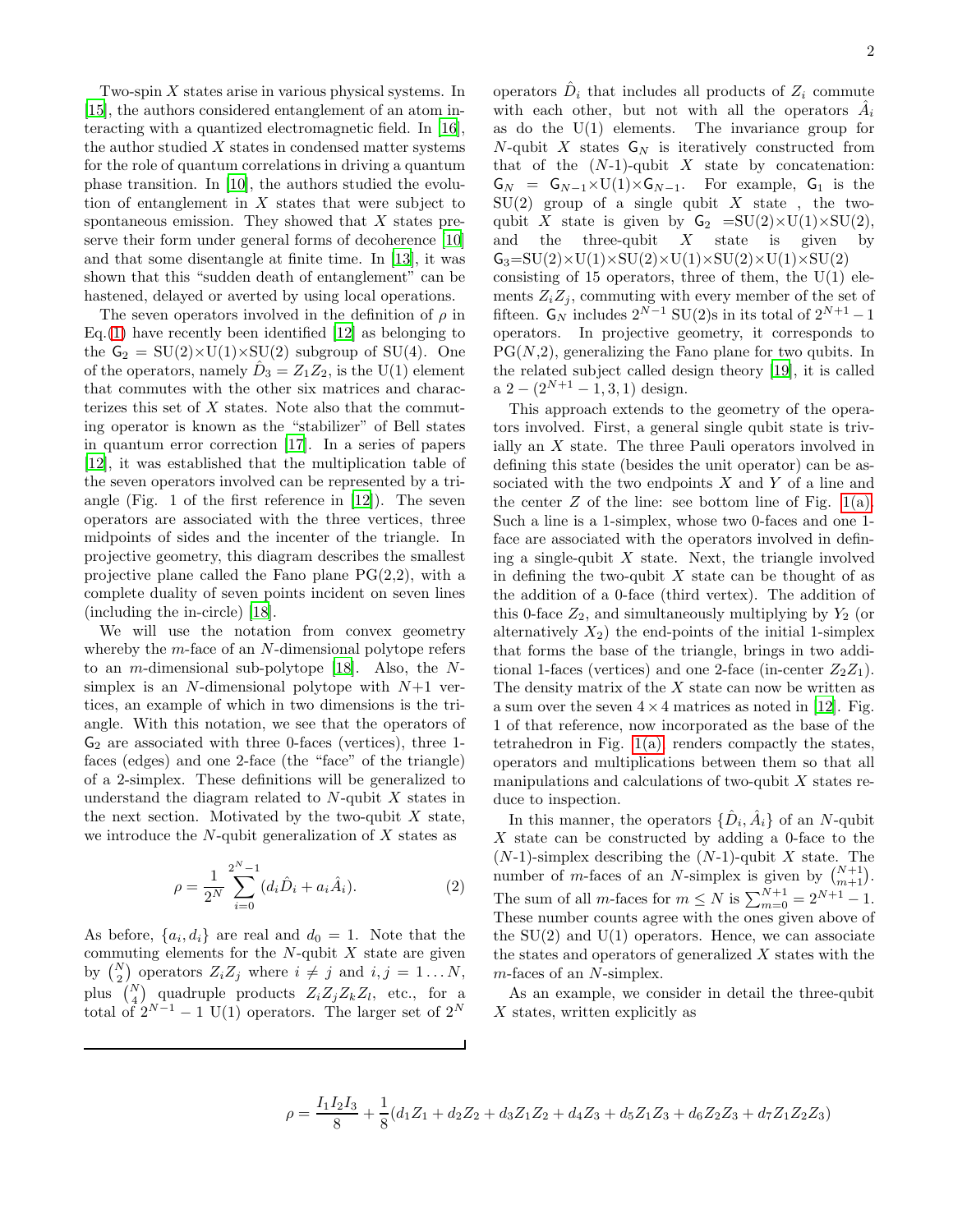Two-spin $X$ states arise in various physical systems. In [15], the authors considered entanglement of an atom interacting with a quantized electromagnetic field. In [16], the author studied $X$ states in condensed matter systems for the role of quantum correlations in driving a quantum phase transition. In [10], the authors studied the evolution of entanglement in $X$ states that were subject to spontaneous emission. They showed that $X$ states preserve their form under general forms of decoherence [10] and that some disentangle at finite time. In [13], it was shown that this "sudden death of entanglement" can be hastened, delayed or averted by using local operations.

The seven operators involved in the definition of $\rho$ in Eq.(1) have recently been identified [12] as belonging to the $\mathsf{G}_2$ = SU(2)×U(1)×SU(2) subgroup of SU(4). One of the operators, namely $\hat{D}_3 = Z_1 Z_2$, is the U(1) element that commutes with the other six matrices and characterizes this set of $X$ states. Note also that the commuting operator is known as the "stabilizer" of Bell states in quantum error correction [17]. In a series of papers [12], it was established that the multiplication table of the seven operators involved can be represented by a triangle (Fig. 1 of the first reference in [12]). The seven operators are associated with the three vertices, three midpoints of sides and the incenter of the triangle. In projective geometry, this diagram describes the smallest projective plane called the Fano plane PG(2,2), with a complete duality of seven points incident on seven lines (including the in-circle) [18].

We will use the notation from convex geometry whereby the $m$-face of an $N$-dimensional polytope refers to an $m$-dimensional sub-polytope [18]. Also, the $N$-simplex is an $N$-dimensional polytope with $N$+1 vertices, an example of which in two dimensions is the triangle. With this notation, we see that the operators of $\mathsf{G}_2$ are associated with three 0-faces (vertices), three 1-faces (edges) and one 2-face (the "face" of the triangle) of a 2-simplex. These definitions will be generalized to understand the diagram related to $N$-qubit $X$ states in the next section. Motivated by the two-qubit $X$ state, we introduce the $N$-qubit generalization of $X$ states as

$$\rho = \frac{1}{2^N} \sum_{i=0}^{2^N - 1} (d_i \hat{D}_i + a_i \hat{A}_i). \tag{2}$$

As before, $\{a_i, d_i\}$ are real and $d_0 = 1$. Note that the commuting elements for the $N$-qubit $X$ state are given by $\binom{N}{2}$ operators $Z_i Z_j$ where $i \neq j$ and $i, j = 1 \ldots N$, plus $\binom{N}{4}$ quadruple products $Z_i Z_j Z_k Z_l$, etc., for a total of $2^{N-1} - 1$ U(1) operators. The larger set of $2^N$ operators $\hat{D}_i$ that includes all products of $Z_i$ commute with each other, but not with all the operators $\hat{A}_i$ as do the U(1) elements. The invariance group for $N$-qubit $X$ states $\mathsf{G}_N$ is iteratively constructed from that of the ($N$-1)-qubit $X$ state by concatenation: $\mathsf{G}_N = \mathsf{G}_{N-1} \times \text{U}(1) \times \mathsf{G}_{N-1}$. For example, $\mathsf{G}_1$ is the SU(2) group of a single qubit $X$ state, the two-qubit $X$ state is given by $\mathsf{G}_2$ =SU(2)×U(1)×SU(2), and the three-qubit $X$ state is given by $\mathsf{G}_3$=SU(2)×U(1)×SU(2)×U(1)×SU(2)×U(1)×SU(2) consisting of 15 operators, three of them, the U(1) elements $Z_i Z_j$, commuting with every member of the set of fifteen. $\mathsf{G}_N$ includes $2^{N-1}$ SU(2)s in its total of $2^{N+1} - 1$ operators. In projective geometry, it corresponds to PG($N$,2), generalizing the Fano plane for two qubits. In the related subject called design theory [19], it is called a $2 - (2^{N+1} - 1, 3, 1)$ design.

This approach extends to the geometry of the operators involved. First, a general single qubit state is trivially an $X$ state. The three Pauli operators involved in defining this state (besides the unit operator) can be associated with the two endpoints $X$ and $Y$ of a line and the center $Z$ of the line: see bottom line of Fig. 1(a). Such a line is a 1-simplex, whose two 0-faces and one 1-face are associated with the operators involved in defining a single-qubit $X$ state. Next, the triangle involved in defining the two-qubit $X$ state can be thought of as the addition of a 0-face (third vertex). The addition of this 0-face $Z_2$, and simultaneously multiplying by $Y_2$ (or alternatively $X_2$) the end-points of the initial 1-simplex that forms the base of the triangle, brings in two additional 1-faces (vertices) and one 2-face (in-center $Z_2 Z_1$). The density matrix of the $X$ state can now be written as a sum over the seven $4 \times 4$ matrices as noted in [12]. Fig. 1 of that reference, now incorporated as the base of the tetrahedron in Fig. 1(a), renders compactly the states, operators and multiplications between them so that all manipulations and calculations of two-qubit $X$ states reduce to inspection.

In this manner, the operators $\{\hat{D}_i, \hat{A}_i\}$ of an $N$-qubit $X$ state can be constructed by adding a 0-face to the ($N$-1)-simplex describing the ($N$-1)-qubit $X$ state. The number of $m$-faces of an $N$-simplex is given by $\binom{N+1}{m+1}$. The sum of all $m$-faces for $m \leq N$ is $\sum_{m=0}^{N+1} = 2^{N+1} - 1$. These number counts agree with the ones given above of the SU(2) and U(1) operators. Hence, we can associate the states and operators of generalized $X$ states with the $m$-faces of an $N$-simplex.

As an example, we consider in detail the three-qubit $X$ states, written explicitly as

$$\rho = \frac{I_1 I_2 I_3}{8} + \frac{1}{8}(d_1 Z_1 + d_2 Z_2 + d_3 Z_1 Z_2 + d_4 Z_3 + d_5 Z_1 Z_3 + d_6 Z_2 Z_3 + d_7 Z_1 Z_2 Z_3)$$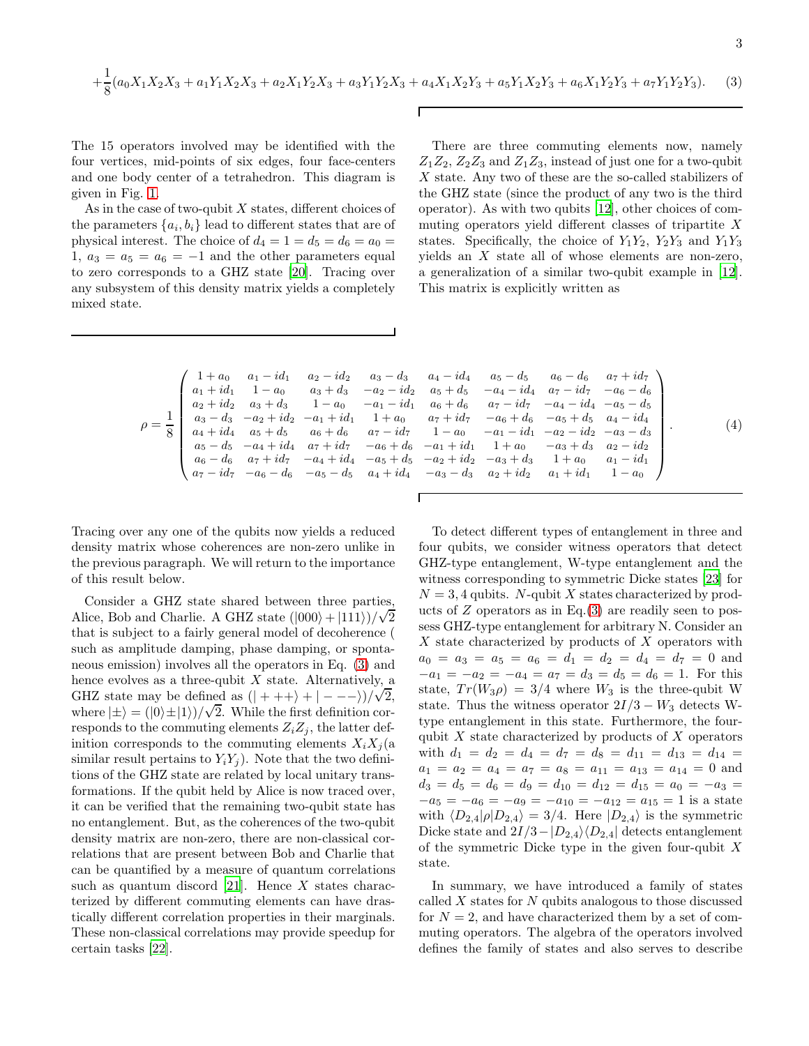$$+\frac{1}{8}(a_0X_1X_2X_3 + a_1Y_1X_2X_3 + a_2X_1Y_2X_3 + a_3Y_1Y_2X_3 + a_4X_1X_2Y_3 + a_5Y_1X_2Y_3 + a_6X_1Y_2Y_3 + a_7Y_1Y_2Y_3). \qquad (3)$$

The 15 operators involved may be identified with the four vertices, mid-points of six edges, four face-centers and one body center of a tetrahedron. This diagram is given in Fig. 1.

As in the case of two-qubit $X$ states, different choices of the parameters $\{a_i, b_i\}$ lead to different states that are of physical interest. The choice of $d_4 = 1 = d_5 = d_6 = a_0 = 1$, $a_3 = a_5 = a_6 = -1$ and the other parameters equal to zero corresponds to a GHZ state [20]. Tracing over any subsystem of this density matrix yields a completely mixed state.

There are three commuting elements now, namely $Z_1Z_2$, $Z_2Z_3$ and $Z_1Z_3$, instead of just one for a two-qubit $X$ state. Any two of these are the so-called stabilizers of the GHZ state (since the product of any two is the third operator). As with two qubits [12], other choices of commuting operators yield different classes of tripartite $X$ states. Specifically, the choice of $Y_1Y_2$, $Y_2Y_3$ and $Y_1Y_3$ yields an $X$ state all of whose elements are non-zero, a generalization of a similar two-qubit example in [12]. This matrix is explicitly written as

$$\rho = \frac{1}{8}\begin{pmatrix}
1+a_0 & a_1-id_1 & a_2-id_2 & a_3-d_3 & a_4-id_4 & a_5-d_5 & a_6-d_6 & a_7+id_7 \\
a_1+id_1 & 1-a_0 & a_3+d_3 & -a_2-id_2 & a_5+d_5 & -a_4-id_4 & a_7-id_7 & -a_6-d_6 \\
a_2+id_2 & a_3+d_3 & 1-a_0 & -a_1-id_1 & a_6+d_6 & a_7-id_7 & -a_4-id_4 & -a_5-d_5 \\
a_3-d_3 & -a_2+id_2 & -a_1+id_1 & 1+a_0 & a_7+id_7 & -a_6+d_6 & -a_5+d_5 & a_4-id_4 \\
a_4+id_4 & a_5+d_5 & a_6+d_6 & a_7-id_7 & 1-a_0 & -a_1-id_1 & -a_2-id_2 & -a_3-d_3 \\
a_5-d_5 & -a_4+id_4 & a_7+id_7 & -a_6+d_6 & -a_1+id_1 & 1+a_0 & -a_3+d_3 & a_2-id_2 \\
a_6-d_6 & a_7+id_7 & -a_4+id_4 & -a_5+d_5 & -a_2+id_2 & -a_3+d_3 & 1+a_0 & a_1-id_1 \\
a_7-id_7 & -a_6-d_6 & -a_5-d_5 & a_4+id_4 & -a_3-d_3 & a_2+id_2 & a_1+id_1 & 1-a_0
\end{pmatrix}. \qquad (4)$$

Tracing over any one of the qubits now yields a reduced density matrix whose coherences are non-zero unlike in the previous paragraph. We will return to the importance of this result below.

Consider a GHZ state shared between three parties, Alice, Bob and Charlie. A GHZ state $(|000\rangle + |111\rangle)/\sqrt{2}$ that is subject to a fairly general model of decoherence ( such as amplitude damping, phase damping, or spontaneous emission) involves all the operators in Eq. (3) and hence evolves as a three-qubit $X$ state. Alternatively, a GHZ state may be defined as $(|+++\rangle + |---\rangle)/\sqrt{2}$, where $|\pm\rangle = (|0\rangle \pm |1\rangle)/\sqrt{2}$. While the first definition corresponds to the commuting elements $Z_iZ_j$, the latter definition corresponds to the commuting elements $X_iX_j$(a similar result pertains to $Y_iY_j$). Note that the two definitions of the GHZ state are related by local unitary transformations. If the qubit held by Alice is now traced over, it can be verified that the remaining two-qubit state has no entanglement. But, as the coherences of the two-qubit density matrix are non-zero, there are non-classical correlations that are present between Bob and Charlie that can be quantified by a measure of quantum correlations such as quantum discord [21]. Hence $X$ states characterized by different commuting elements can have drastically different correlation properties in their marginals. These non-classical correlations may provide speedup for certain tasks [22].

To detect different types of entanglement in three and four qubits, we consider witness operators that detect GHZ-type entanglement, W-type entanglement and the witness corresponding to symmetric Dicke states [23] for $N = 3, 4$ qubits. $N$-qubit $X$ states characterized by products of $Z$ operators as in Eq.(3) are readily seen to possess GHZ-type entanglement for arbitrary N. Consider an $X$ state characterized by products of $X$ operators with $a_0 = a_3 = a_5 = a_6 = d_1 = d_2 = d_4 = d_7 = 0$ and $-a_1 = -a_2 = -a_4 = a_7 = d_3 = d_5 = d_6 = 1$. For this state, $Tr(W_3\rho) = 3/4$ where $W_3$ is the three-qubit W state. Thus the witness operator $2I/3 - W_3$ detects W-type entanglement in this state. Furthermore, the four-qubit $X$ state characterized by products of $X$ operators with $d_1 = d_2 = d_4 = d_7 = d_8 = d_{11} = d_{13} = d_{14} = a_1 = a_2 = a_4 = a_7 = a_8 = a_{11} = a_{13} = a_{14} = 0$ and $d_3 = d_5 = d_6 = d_9 = d_{10} = d_{12} = d_{15} = a_0 = -a_3 = -a_5 = -a_6 = -a_9 = -a_{10} = -a_{12} = a_{15} = 1$ is a state with $\langle D_{2,4}|\rho|D_{2,4}\rangle = 3/4$. Here $|D_{2,4}\rangle$ is the symmetric Dicke state and $2I/3 - |D_{2,4}\rangle\langle D_{2,4}|$ detects entanglement of the symmetric Dicke type in the given four-qubit $X$ state.

In summary, we have introduced a family of states called $X$ states for $N$ qubits analogous to those discussed for $N = 2$, and have characterized them by a set of commuting operators. The algebra of the operators involved defines the family of states and also serves to describe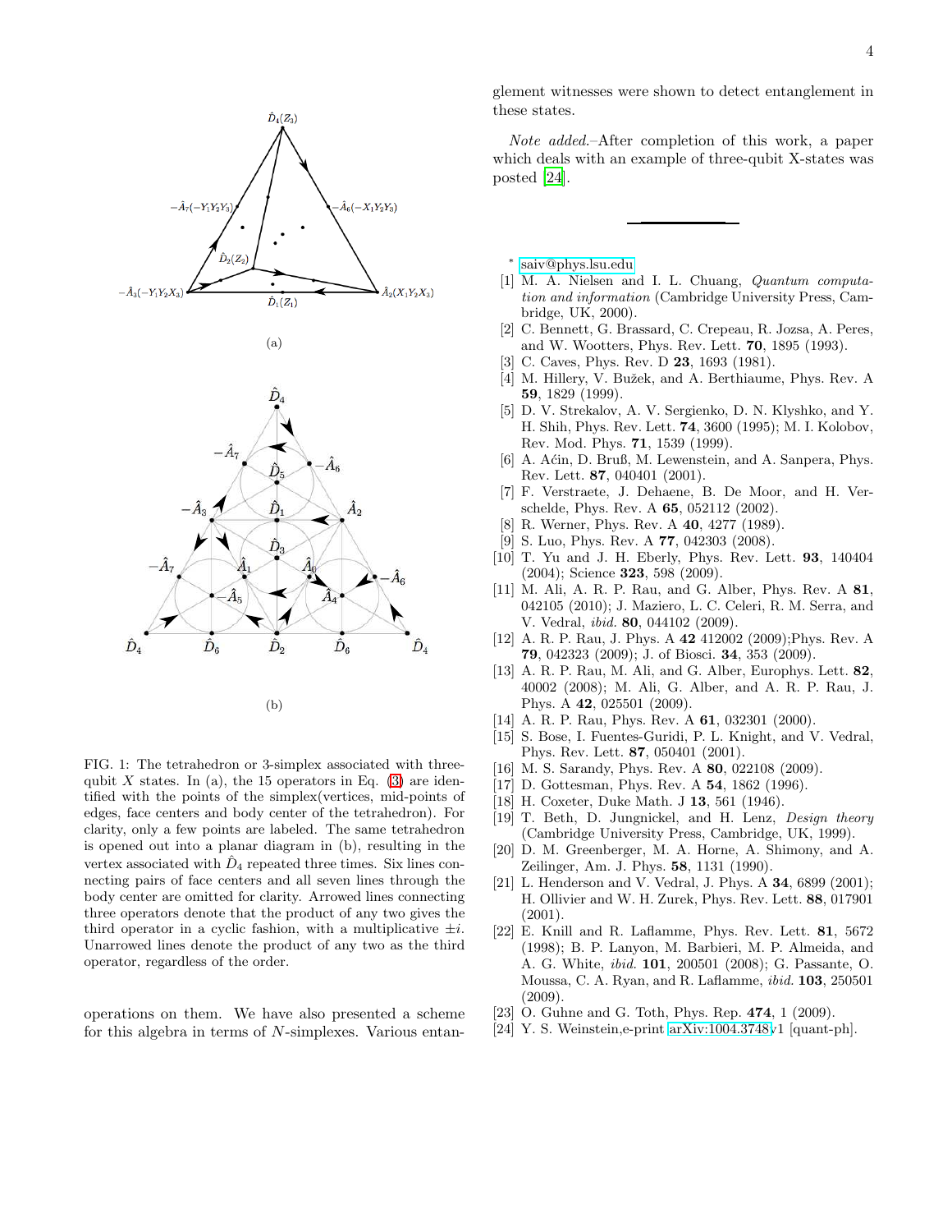FIG. 1: The tetrahedron or 3-simplex associated with three-qubit $X$ states. In (a), the 15 operators in Eq. (3) are identified with the points of the simplex(vertices, mid-points of edges, face centers and body center of the tetrahedron). For clarity, only a few points are labeled. The same tetrahedron is opened out into a planar diagram in (b), resulting in the vertex associated with $\hat{D}_4$ repeated three times. Six lines connecting pairs of face centers and all seven lines through the body center are omitted for clarity. Arrowed lines connecting three operators denote that the product of any two gives the third operator in a cyclic fashion, with a multiplicative $\pm i$. Unarrowed lines denote the product of any two as the third operator, regardless of the order.

operations on them. We have also presented a scheme for this algebra in terms of $N$-simplexes. Various entanglement witnesses were shown to detect entanglement in these states.

*Note added.*–After completion of this work, a paper which deals with an example of three-qubit X-states was posted [24].

---

* saiv@phys.lsu.edu

[1] M. A. Nielsen and I. L. Chuang, *Quantum computation and information* (Cambridge University Press, Cambridge, UK, 2000).

[2] C. Bennett, G. Brassard, C. Crepeau, R. Jozsa, A. Peres, and W. Wootters, Phys. Rev. Lett. **70**, 1895 (1993).

[3] C. Caves, Phys. Rev. D **23**, 1693 (1981).

[4] M. Hillery, V. Bužek, and A. Berthiaume, Phys. Rev. A **59**, 1829 (1999).

[5] D. V. Strekalov, A. V. Sergienko, D. N. Klyshko, and Y. H. Shih, Phys. Rev. Lett. **74**, 3600 (1995); M. I. Kolobov, Rev. Mod. Phys. **71**, 1539 (1999).

[6] A. Aćin, D. Bruß, M. Lewenstein, and A. Sanpera, Phys. Rev. Lett. **87**, 040401 (2001).

[7] F. Verstraete, J. Dehaene, B. De Moor, and H. Verschelde, Phys. Rev. A **65**, 052112 (2002).

[8] R. Werner, Phys. Rev. A **40**, 4277 (1989).

[9] S. Luo, Phys. Rev. A **77**, 042303 (2008).

[10] T. Yu and J. H. Eberly, Phys. Rev. Lett. **93**, 140404 (2004); Science **323**, 598 (2009).

[11] M. Ali, A. R. P. Rau, and G. Alber, Phys. Rev. A **81**, 042105 (2010); J. Maziero, L. C. Celeri, R. M. Serra, and V. Vedral, *ibid.* **80**, 044102 (2009).

[12] A. R. P. Rau, J. Phys. A **42** 412002 (2009);Phys. Rev. A **79**, 042323 (2009); J. of Biosci. **34**, 353 (2009).

[13] A. R. P. Rau, M. Ali, and G. Alber, Europhys. Lett. **82**, 40002 (2008); M. Ali, G. Alber, and A. R. P. Rau, J. Phys. A **42**, 025501 (2009).

[14] A. R. P. Rau, Phys. Rev. A **61**, 032301 (2000).

[15] S. Bose, I. Fuentes-Guridi, P. L. Knight, and V. Vedral, Phys. Rev. Lett. **87**, 050401 (2001).

[16] M. S. Sarandy, Phys. Rev. A **80**, 022108 (2009).

[17] D. Gottesman, Phys. Rev. A **54**, 1862 (1996).

[18] H. Coxeter, Duke Math. J **13**, 561 (1946).

[19] T. Beth, D. Jungnickel, and H. Lenz, *Design theory* (Cambridge University Press, Cambridge, UK, 1999).

[20] D. M. Greenberger, M. A. Horne, A. Shimony, and A. Zeilinger, Am. J. Phys. **58**, 1131 (1990).

[21] L. Henderson and V. Vedral, J. Phys. A **34**, 6899 (2001); H. Ollivier and W. H. Zurek, Phys. Rev. Lett. **88**, 017901 (2001).

[22] E. Knill and R. Laflamme, Phys. Rev. Lett. **81**, 5672 (1998); B. P. Lanyon, M. Barbieri, M. P. Almeida, and A. G. White, *ibid.* **101**, 200501 (2008); G. Passante, O. Moussa, C. A. Ryan, and R. Laflamme, *ibid.* **103**, 250501 (2009).

[23] O. Guhne and G. Toth, Phys. Rep. **474**, 1 (2009).

[24] Y. S. Weinstein,e-print arXiv:1004.3748v1 [quant-ph].